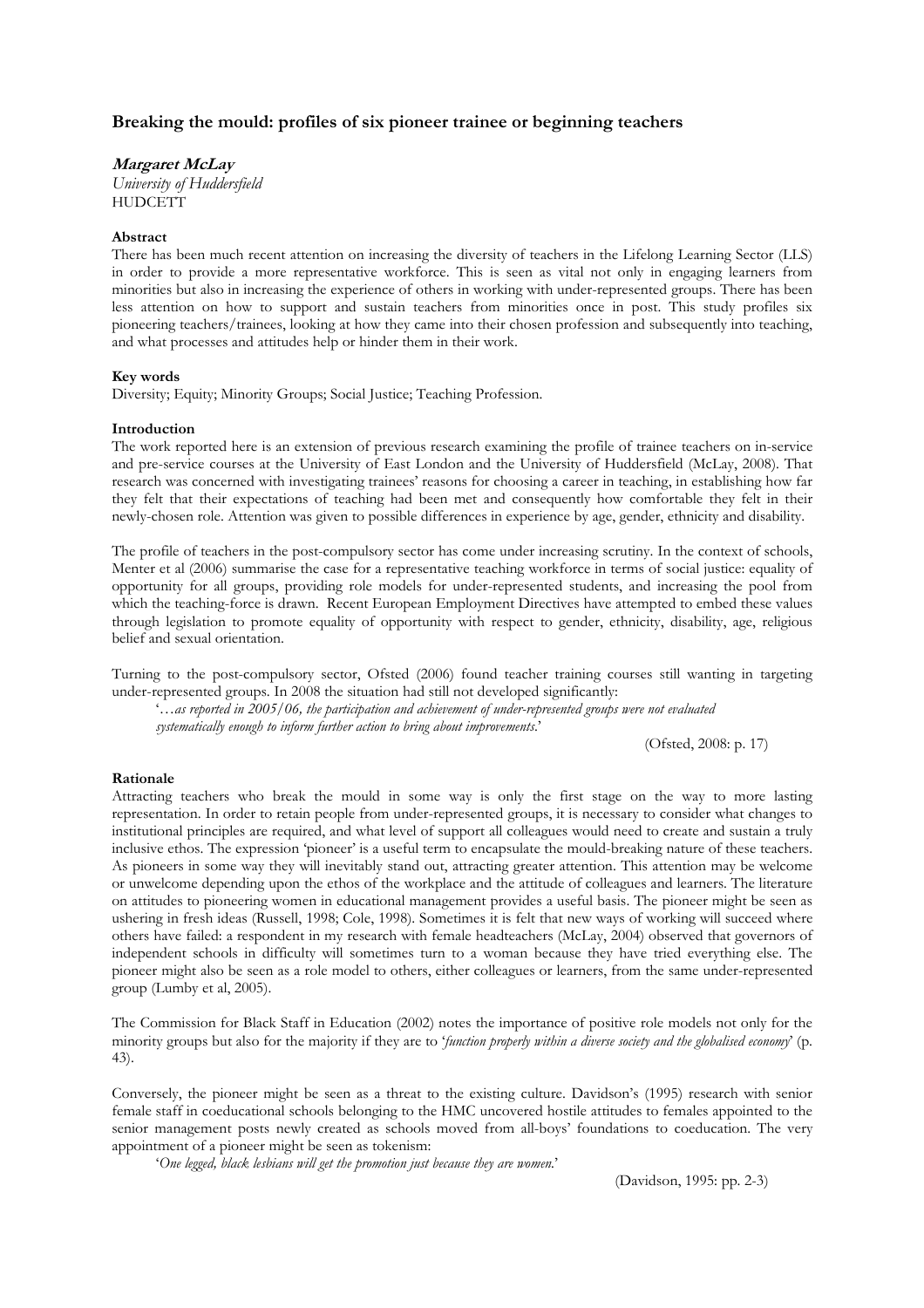## Breaking the mould: profiles of six pioneer trainee or beginning teachers

***Margaret McLay***
*University of Huddersfield*
HUDCETT

**Abstract**

There has been much recent attention on increasing the diversity of teachers in the Lifelong Learning Sector (LLS) in order to provide a more representative workforce. This is seen as vital not only in engaging learners from minorities but also in increasing the experience of others in working with under-represented groups. There has been less attention on how to support and sustain teachers from minorities once in post. This study profiles six pioneering teachers/trainees, looking at how they came into their chosen profession and subsequently into teaching, and what processes and attitudes help or hinder them in their work.

**Key words**

Diversity; Equity; Minority Groups; Social Justice; Teaching Profession.

**Introduction**

The work reported here is an extension of previous research examining the profile of trainee teachers on in-service and pre-service courses at the University of East London and the University of Huddersfield (McLay, 2008). That research was concerned with investigating trainees' reasons for choosing a career in teaching, in establishing how far they felt that their expectations of teaching had been met and consequently how comfortable they felt in their newly-chosen role. Attention was given to possible differences in experience by age, gender, ethnicity and disability.

The profile of teachers in the post-compulsory sector has come under increasing scrutiny. In the context of schools, Menter et al (2006) summarise the case for a representative teaching workforce in terms of social justice: equality of opportunity for all groups, providing role models for under-represented students, and increasing the pool from which the teaching-force is drawn. Recent European Employment Directives have attempted to embed these values through legislation to promote equality of opportunity with respect to gender, ethnicity, disability, age, religious belief and sexual orientation.

Turning to the post-compulsory sector, Ofsted (2006) found teacher training courses still wanting in targeting under-represented groups. In 2008 the situation had still not developed significantly:

> '*…as reported in 2005/06, the participation and achievement of under-represented groups were not evaluated systematically enough to inform further action to bring about improvements*.'
>
> (Ofsted, 2008: p. 17)

**Rationale**

Attracting teachers who break the mould in some way is only the first stage on the way to more lasting representation. In order to retain people from under-represented groups, it is necessary to consider what changes to institutional principles are required, and what level of support all colleagues would need to create and sustain a truly inclusive ethos. The expression 'pioneer' is a useful term to encapsulate the mould-breaking nature of these teachers. As pioneers in some way they will inevitably stand out, attracting greater attention. This attention may be welcome or unwelcome depending upon the ethos of the workplace and the attitude of colleagues and learners. The literature on attitudes to pioneering women in educational management provides a useful basis. The pioneer might be seen as ushering in fresh ideas (Russell, 1998; Cole, 1998). Sometimes it is felt that new ways of working will succeed where others have failed: a respondent in my research with female headteachers (McLay, 2004) observed that governors of independent schools in difficulty will sometimes turn to a woman because they have tried everything else. The pioneer might also be seen as a role model to others, either colleagues or learners, from the same under-represented group (Lumby et al, 2005).

The Commission for Black Staff in Education (2002) notes the importance of positive role models not only for the minority groups but also for the majority if they are to '*function properly within a diverse society and the globalised economy*' (p. 43).

Conversely, the pioneer might be seen as a threat to the existing culture. Davidson's (1995) research with senior female staff in coeducational schools belonging to the HMC uncovered hostile attitudes to females appointed to the senior management posts newly created as schools moved from all-boys' foundations to coeducation. The very appointment of a pioneer might be seen as tokenism:

> '*One legged, black lesbians will get the promotion just because they are women.*'
>
> (Davidson, 1995: pp. 2-3)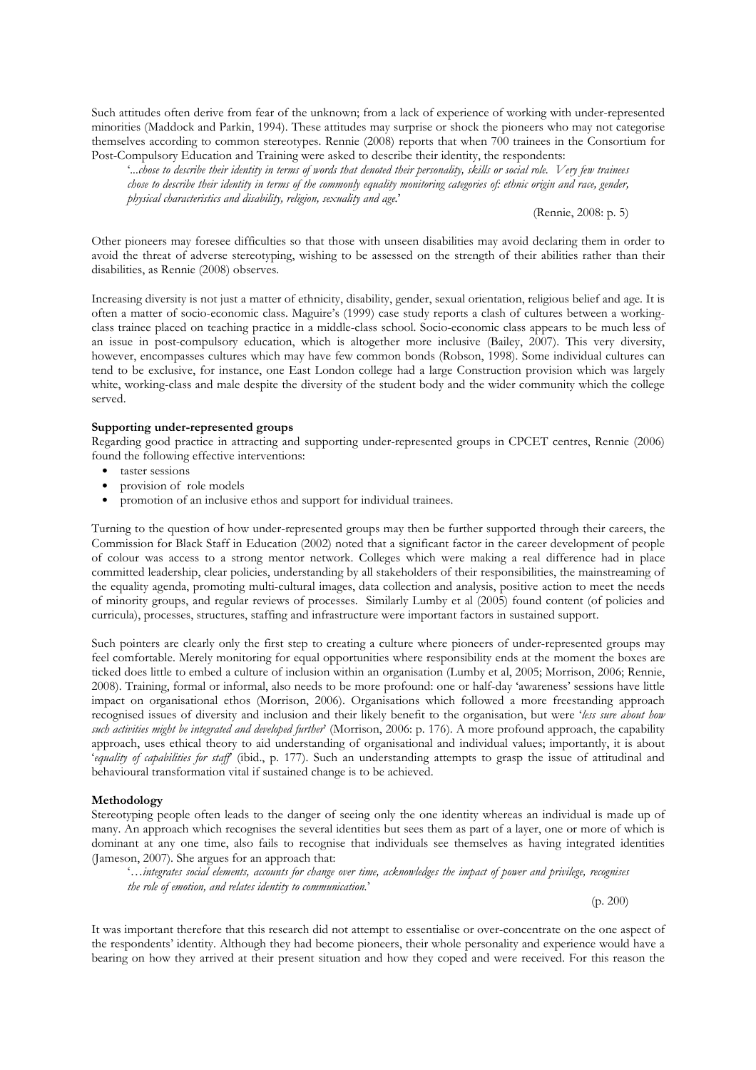Such attitudes often derive from fear of the unknown; from a lack of experience of working with under-represented minorities (Maddock and Parkin, 1994). These attitudes may surprise or shock the pioneers who may not categorise themselves according to common stereotypes. Rennie (2008) reports that when 700 trainees in the Consortium for Post-Compulsory Education and Training were asked to describe their identity, the respondents:

> '*...chose to describe their identity in terms of words that denoted their personality, skills or social role. Very few trainees chose to describe their identity in terms of the commonly equality monitoring categories of: ethnic origin and race, gender, physical characteristics and disability, religion, sexuality and age.*'
>
> (Rennie, 2008: p. 5)

Other pioneers may foresee difficulties so that those with unseen disabilities may avoid declaring them in order to avoid the threat of adverse stereotyping, wishing to be assessed on the strength of their abilities rather than their disabilities, as Rennie (2008) observes.

Increasing diversity is not just a matter of ethnicity, disability, gender, sexual orientation, religious belief and age. It is often a matter of socio-economic class. Maguire's (1999) case study reports a clash of cultures between a working-class trainee placed on teaching practice in a middle-class school. Socio-economic class appears to be much less of an issue in post-compulsory education, which is altogether more inclusive (Bailey, 2007). This very diversity, however, encompasses cultures which may have few common bonds (Robson, 1998). Some individual cultures can tend to be exclusive, for instance, one East London college had a large Construction provision which was largely white, working-class and male despite the diversity of the student body and the wider community which the college served.

**Supporting under-represented groups**

Regarding good practice in attracting and supporting under-represented groups in CPCET centres, Rennie (2006) found the following effective interventions:

- taster sessions
- provision of role models
- promotion of an inclusive ethos and support for individual trainees.

Turning to the question of how under-represented groups may then be further supported through their careers, the Commission for Black Staff in Education (2002) noted that a significant factor in the career development of people of colour was access to a strong mentor network. Colleges which were making a real difference had in place committed leadership, clear policies, understanding by all stakeholders of their responsibilities, the mainstreaming of the equality agenda, promoting multi-cultural images, data collection and analysis, positive action to meet the needs of minority groups, and regular reviews of processes. Similarly Lumby et al (2005) found content (of policies and curricula), processes, structures, staffing and infrastructure were important factors in sustained support.

Such pointers are clearly only the first step to creating a culture where pioneers of under-represented groups may feel comfortable. Merely monitoring for equal opportunities where responsibility ends at the moment the boxes are ticked does little to embed a culture of inclusion within an organisation (Lumby et al, 2005; Morrison, 2006; Rennie, 2008). Training, formal or informal, also needs to be more profound: one or half-day 'awareness' sessions have little impact on organisational ethos (Morrison, 2006). Organisations which followed a more freestanding approach recognised issues of diversity and inclusion and their likely benefit to the organisation, but were '*less sure about how such activities might be integrated and developed further*' (Morrison, 2006: p. 176). A more profound approach, the capability approach, uses ethical theory to aid understanding of organisational and individual values; importantly, it is about '*equality of capabilities for staff*' (ibid., p. 177). Such an understanding attempts to grasp the issue of attitudinal and behavioural transformation vital if sustained change is to be achieved.

**Methodology**

Stereotyping people often leads to the danger of seeing only the one identity whereas an individual is made up of many. An approach which recognises the several identities but sees them as part of a layer, one or more of which is dominant at any one time, also fails to recognise that individuals see themselves as having integrated identities (Jameson, 2007). She argues for an approach that:

> '*…integrates social elements, accounts for change over time, acknowledges the impact of power and privilege, recognises the role of emotion, and relates identity to communication.*'
>
> (p. 200)

It was important therefore that this research did not attempt to essentialise or over-concentrate on the one aspect of the respondents' identity. Although they had become pioneers, their whole personality and experience would have a bearing on how they arrived at their present situation and how they coped and were received. For this reason the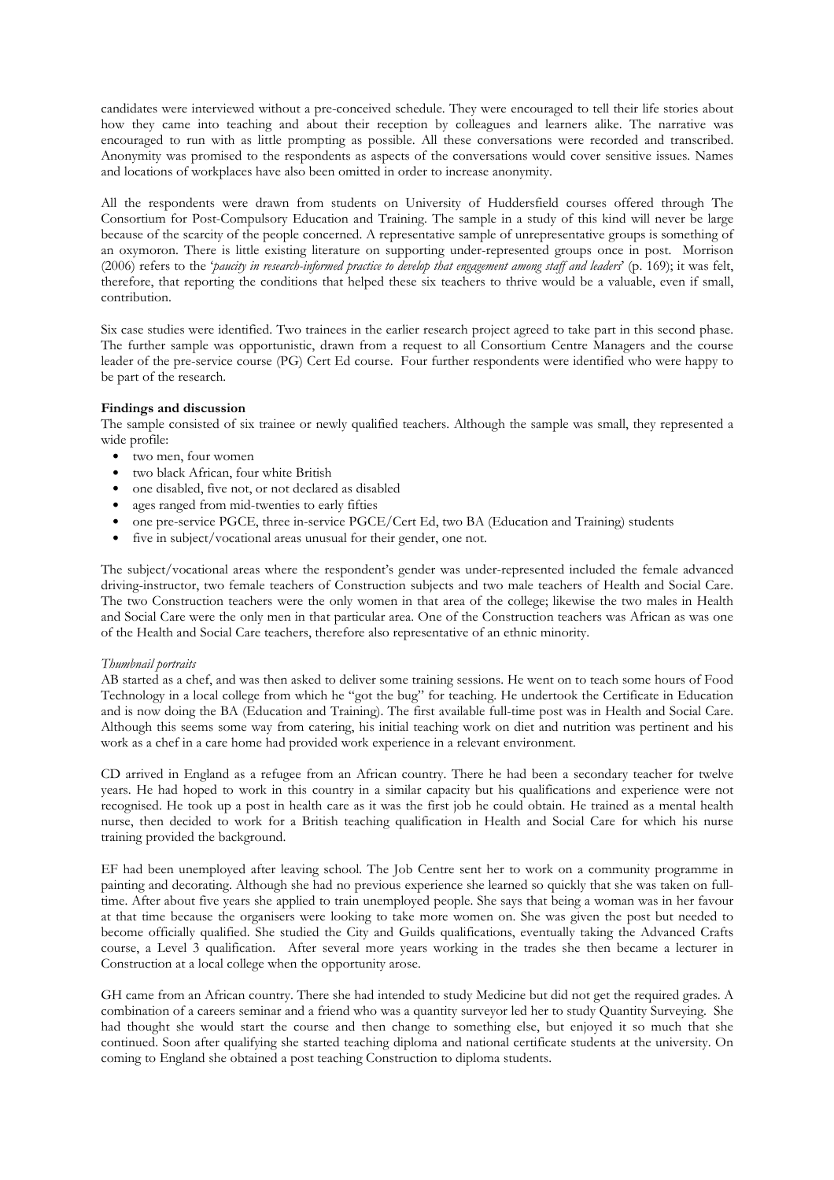candidates were interviewed without a pre-conceived schedule. They were encouraged to tell their life stories about how they came into teaching and about their reception by colleagues and learners alike. The narrative was encouraged to run with as little prompting as possible. All these conversations were recorded and transcribed. Anonymity was promised to the respondents as aspects of the conversations would cover sensitive issues. Names and locations of workplaces have also been omitted in order to increase anonymity.

All the respondents were drawn from students on University of Huddersfield courses offered through The Consortium for Post-Compulsory Education and Training. The sample in a study of this kind will never be large because of the scarcity of the people concerned. A representative sample of unrepresentative groups is something of an oxymoron. There is little existing literature on supporting under-represented groups once in post. Morrison (2006) refers to the '*paucity in research-informed practice to develop that engagement among staff and leaders*' (p. 169); it was felt, therefore, that reporting the conditions that helped these six teachers to thrive would be a valuable, even if small, contribution.

Six case studies were identified. Two trainees in the earlier research project agreed to take part in this second phase. The further sample was opportunistic, drawn from a request to all Consortium Centre Managers and the course leader of the pre-service course (PG) Cert Ed course. Four further respondents were identified who were happy to be part of the research.

**Findings and discussion**

The sample consisted of six trainee or newly qualified teachers. Although the sample was small, they represented a wide profile:

- two men, four women
- two black African, four white British
- one disabled, five not, or not declared as disabled
- ages ranged from mid-twenties to early fifties
- one pre-service PGCE, three in-service PGCE/Cert Ed, two BA (Education and Training) students
- five in subject/vocational areas unusual for their gender, one not.

The subject/vocational areas where the respondent's gender was under-represented included the female advanced driving-instructor, two female teachers of Construction subjects and two male teachers of Health and Social Care. The two Construction teachers were the only women in that area of the college; likewise the two males in Health and Social Care were the only men in that particular area. One of the Construction teachers was African as was one of the Health and Social Care teachers, therefore also representative of an ethnic minority.

*Thumbnail portraits*

AB started as a chef, and was then asked to deliver some training sessions. He went on to teach some hours of Food Technology in a local college from which he "got the bug" for teaching. He undertook the Certificate in Education and is now doing the BA (Education and Training). The first available full-time post was in Health and Social Care. Although this seems some way from catering, his initial teaching work on diet and nutrition was pertinent and his work as a chef in a care home had provided work experience in a relevant environment.

CD arrived in England as a refugee from an African country. There he had been a secondary teacher for twelve years. He had hoped to work in this country in a similar capacity but his qualifications and experience were not recognised. He took up a post in health care as it was the first job he could obtain. He trained as a mental health nurse, then decided to work for a British teaching qualification in Health and Social Care for which his nurse training provided the background.

EF had been unemployed after leaving school. The Job Centre sent her to work on a community programme in painting and decorating. Although she had no previous experience she learned so quickly that she was taken on full-time. After about five years she applied to train unemployed people. She says that being a woman was in her favour at that time because the organisers were looking to take more women on. She was given the post but needed to become officially qualified. She studied the City and Guilds qualifications, eventually taking the Advanced Crafts course, a Level 3 qualification. After several more years working in the trades she then became a lecturer in Construction at a local college when the opportunity arose.

GH came from an African country. There she had intended to study Medicine but did not get the required grades. A combination of a careers seminar and a friend who was a quantity surveyor led her to study Quantity Surveying. She had thought she would start the course and then change to something else, but enjoyed it so much that she continued. Soon after qualifying she started teaching diploma and national certificate students at the university. On coming to England she obtained a post teaching Construction to diploma students.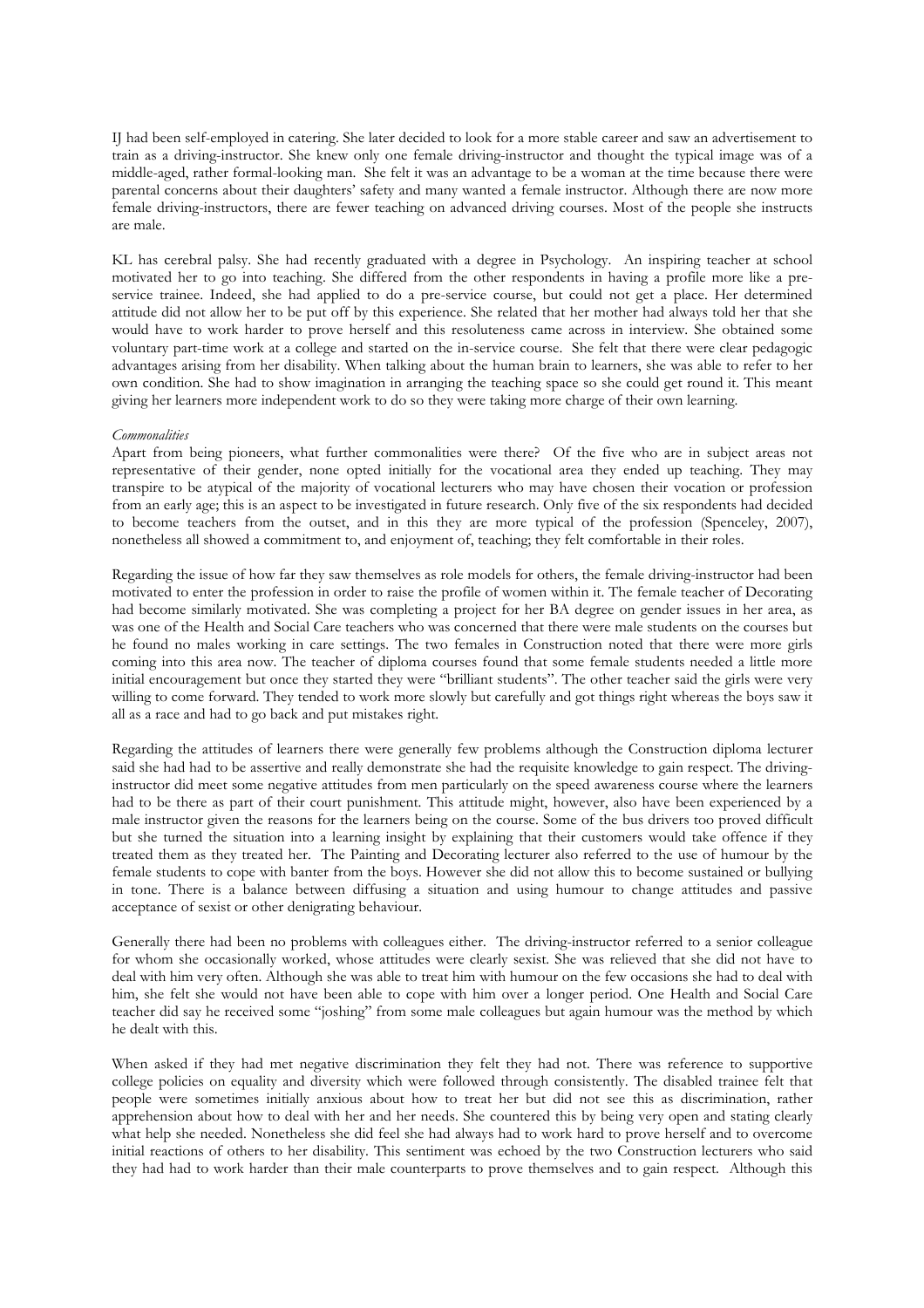IJ had been self-employed in catering. She later decided to look for a more stable career and saw an advertisement to train as a driving-instructor. She knew only one female driving-instructor and thought the typical image was of a middle-aged, rather formal-looking man. She felt it was an advantage to be a woman at the time because there were parental concerns about their daughters' safety and many wanted a female instructor. Although there are now more female driving-instructors, there are fewer teaching on advanced driving courses. Most of the people she instructs are male.

KL has cerebral palsy. She had recently graduated with a degree in Psychology. An inspiring teacher at school motivated her to go into teaching. She differed from the other respondents in having a profile more like a pre-service trainee. Indeed, she had applied to do a pre-service course, but could not get a place. Her determined attitude did not allow her to be put off by this experience. She related that her mother had always told her that she would have to work harder to prove herself and this resoluteness came across in interview. She obtained some voluntary part-time work at a college and started on the in-service course. She felt that there were clear pedagogic advantages arising from her disability. When talking about the human brain to learners, she was able to refer to her own condition. She had to show imagination in arranging the teaching space so she could get round it. This meant giving her learners more independent work to do so they were taking more charge of their own learning.

*Commonalities*

Apart from being pioneers, what further commonalities were there? Of the five who are in subject areas not representative of their gender, none opted initially for the vocational area they ended up teaching. They may transpire to be atypical of the majority of vocational lecturers who may have chosen their vocation or profession from an early age; this is an aspect to be investigated in future research. Only five of the six respondents had decided to become teachers from the outset, and in this they are more typical of the profession (Spenceley, 2007), nonetheless all showed a commitment to, and enjoyment of, teaching; they felt comfortable in their roles.

Regarding the issue of how far they saw themselves as role models for others, the female driving-instructor had been motivated to enter the profession in order to raise the profile of women within it. The female teacher of Decorating had become similarly motivated. She was completing a project for her BA degree on gender issues in her area, as was one of the Health and Social Care teachers who was concerned that there were male students on the courses but he found no males working in care settings. The two females in Construction noted that there were more girls coming into this area now. The teacher of diploma courses found that some female students needed a little more initial encouragement but once they started they were "brilliant students". The other teacher said the girls were very willing to come forward. They tended to work more slowly but carefully and got things right whereas the boys saw it all as a race and had to go back and put mistakes right.

Regarding the attitudes of learners there were generally few problems although the Construction diploma lecturer said she had had to be assertive and really demonstrate she had the requisite knowledge to gain respect. The driving-instructor did meet some negative attitudes from men particularly on the speed awareness course where the learners had to be there as part of their court punishment. This attitude might, however, also have been experienced by a male instructor given the reasons for the learners being on the course. Some of the bus drivers too proved difficult but she turned the situation into a learning insight by explaining that their customers would take offence if they treated them as they treated her. The Painting and Decorating lecturer also referred to the use of humour by the female students to cope with banter from the boys. However she did not allow this to become sustained or bullying in tone. There is a balance between diffusing a situation and using humour to change attitudes and passive acceptance of sexist or other denigrating behaviour.

Generally there had been no problems with colleagues either. The driving-instructor referred to a senior colleague for whom she occasionally worked, whose attitudes were clearly sexist. She was relieved that she did not have to deal with him very often. Although she was able to treat him with humour on the few occasions she had to deal with him, she felt she would not have been able to cope with him over a longer period. One Health and Social Care teacher did say he received some "joshing" from some male colleagues but again humour was the method by which he dealt with this.

When asked if they had met negative discrimination they felt they had not. There was reference to supportive college policies on equality and diversity which were followed through consistently. The disabled trainee felt that people were sometimes initially anxious about how to treat her but did not see this as discrimination, rather apprehension about how to deal with her and her needs. She countered this by being very open and stating clearly what help she needed. Nonetheless she did feel she had always had to work hard to prove herself and to overcome initial reactions of others to her disability. This sentiment was echoed by the two Construction lecturers who said they had had to work harder than their male counterparts to prove themselves and to gain respect. Although this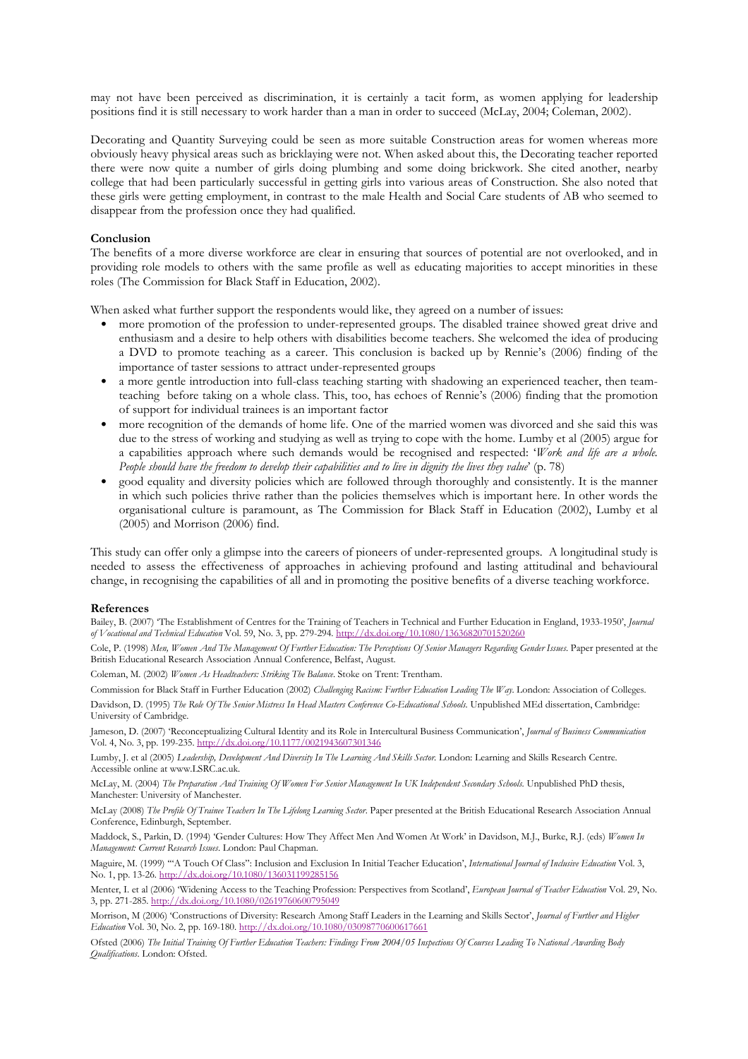may not have been perceived as discrimination, it is certainly a tacit form, as women applying for leadership positions find it is still necessary to work harder than a man in order to succeed (McLay, 2004; Coleman, 2002).

Decorating and Quantity Surveying could be seen as more suitable Construction areas for women whereas more obviously heavy physical areas such as bricklaying were not. When asked about this, the Decorating teacher reported there were now quite a number of girls doing plumbing and some doing brickwork. She cited another, nearby college that had been particularly successful in getting girls into various areas of Construction. She also noted that these girls were getting employment, in contrast to the male Health and Social Care students of AB who seemed to disappear from the profession once they had qualified.

**Conclusion**

The benefits of a more diverse workforce are clear in ensuring that sources of potential are not overlooked, and in providing role models to others with the same profile as well as educating majorities to accept minorities in these roles (The Commission for Black Staff in Education, 2002).

When asked what further support the respondents would like, they agreed on a number of issues:

- more promotion of the profession to under-represented groups. The disabled trainee showed great drive and enthusiasm and a desire to help others with disabilities become teachers. She welcomed the idea of producing a DVD to promote teaching as a career. This conclusion is backed up by Rennie's (2006) finding of the importance of taster sessions to attract under-represented groups
- a more gentle introduction into full-class teaching starting with shadowing an experienced teacher, then team-teaching before taking on a whole class. This, too, has echoes of Rennie's (2006) finding that the promotion of support for individual trainees is an important factor
- more recognition of the demands of home life. One of the married women was divorced and she said this was due to the stress of working and studying as well as trying to cope with the home. Lumby et al (2005) argue for a capabilities approach where such demands would be recognised and respected: '*Work and life are a whole. People should have the freedom to develop their capabilities and to live in dignity the lives they value*' (p. 78)
- good equality and diversity policies which are followed through thoroughly and consistently. It is the manner in which such policies thrive rather than the policies themselves which is important here. In other words the organisational culture is paramount, as The Commission for Black Staff in Education (2002), Lumby et al (2005) and Morrison (2006) find.

This study can offer only a glimpse into the careers of pioneers of under-represented groups. A longitudinal study is needed to assess the effectiveness of approaches in achieving profound and lasting attitudinal and behavioural change, in recognising the capabilities of all and in promoting the positive benefits of a diverse teaching workforce.

**References**

Bailey, B. (2007) 'The Establishment of Centres for the Training of Teachers in Technical and Further Education in England, 1933-1950', *Journal of Vocational and Technical Education* Vol. 59, No. 3, pp. 279-294. http://dx.doi.org/10.1080/13636820701520260

Cole, P. (1998) *Men, Women And The Management Of Further Education: The Perceptions Of Senior Managers Regarding Gender Issues.* Paper presented at the British Educational Research Association Annual Conference, Belfast, August.

Coleman, M. (2002) *Women As Headteachers: Striking The Balance*. Stoke on Trent: Trentham.

Commission for Black Staff in Further Education (2002) *Challenging Racism: Further Education Leading The Way*. London: Association of Colleges.

Davidson, D. (1995) *The Role Of The Senior Mistress In Head Masters Conference Co-Educational Schools.* Unpublished MEd dissertation, Cambridge: University of Cambridge.

Jameson, D. (2007) 'Reconceptualizing Cultural Identity and its Role in Intercultural Business Communication', *Journal of Business Communication* Vol. 4, No. 3, pp. 199-235. http://dx.doi.org/10.1177/0021943607301346

Lumby, J. et al (2005) *Leadership, Development And Diversity In The Learning And Skills Sector.* London: Learning and Skills Research Centre. Accessible online at www.LSRC.ac.uk.

McLay, M. (2004) *The Preparation And Training Of Women For Senior Management In UK Independent Secondary Schools.* Unpublished PhD thesis, Manchester: University of Manchester.

McLay (2008) *The Profile Of Trainee Teachers In The Lifelong Learning Sector.* Paper presented at the British Educational Research Association Annual Conference, Edinburgh, September.

Maddock, S., Parkin, D. (1994) 'Gender Cultures: How They Affect Men And Women At Work' in Davidson, M.J., Burke, R.J. (eds) *Women In Management: Current Research Issues*. London: Paul Chapman.

Maguire, M. (1999) '"A Touch Of Class": Inclusion and Exclusion In Initial Teacher Education', *International Journal of Inclusive Education* Vol. 3, No. 1, pp. 13-26. http://dx.doi.org/10.1080/136031199285156

Menter, I. et al (2006) 'Widening Access to the Teaching Profession: Perspectives from Scotland', *European Journal of Teacher Education* Vol. 29, No. 3, pp. 271-285. http://dx.doi.org/10.1080/02619760600795049

Morrison, M (2006) 'Constructions of Diversity: Research Among Staff Leaders in the Learning and Skills Sector', *Journal of Further and Higher Education* Vol. 30, No. 2, pp. 169-180. http://dx.doi.org/10.1080/03098770600617661

Ofsted (2006) *The Initial Training Of Further Education Teachers: Findings From 2004/05 Inspections Of Courses Leading To National Awarding Body Qualifications*. London: Ofsted.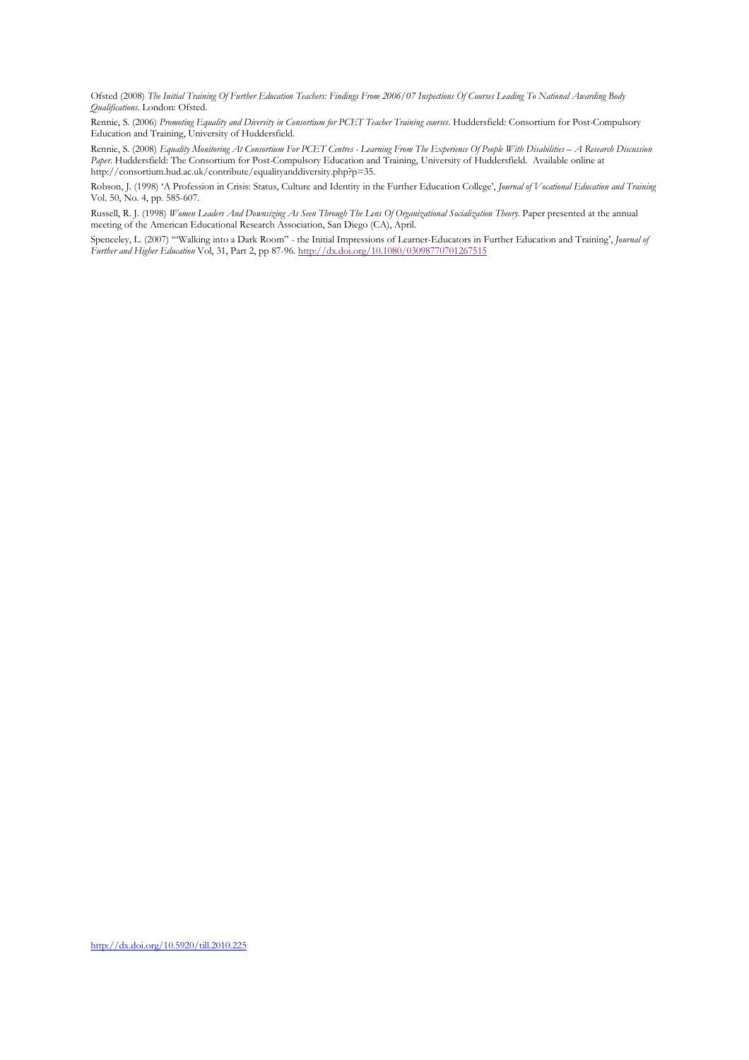Ofsted (2008) *The Initial Training Of Further Education Teachers: Findings From 2006/07 Inspections Of Courses Leading To National Awarding Body Qualifications*. London: Ofsted.

Rennie, S. (2006) *Promoting Equality and Diversity in Consortium for PCET Teacher Training courses*. Huddersfield: Consortium for Post-Compulsory Education and Training, University of Huddersfield.

Rennie, S. (2008) *Equality Monitoring At Consortium For PCET Centres - Learning From The Experience Of People With Disabilities – A Research Discussion Paper.* Huddersfield: The Consortium for Post-Compulsory Education and Training, University of Huddersfield. Available online at http://consortium.hud.ac.uk/contribute/equalityanddiversity.php?p=35.

Robson, J. (1998) 'A Profession in Crisis: Status, Culture and Identity in the Further Education College', *Journal of Vocational Education and Training* Vol. 50, No. 4, pp. 585-607.

Russell, R. J. (1998) *Women Leaders And Downsizing As Seen Through The Lens Of Organizational Socialization Theory.* Paper presented at the annual meeting of the American Educational Research Association, San Diego (CA), April.

Spenceley, L. (2007) "'Walking into a Dark Room" - the Initial Impressions of Learner-Educators in Further Education and Training', *Journal of Further and Higher Education* Vol, 31, Part 2, pp 87-96. http://dx.doi.org/10.1080/03098770701267515

http://dx.doi.org/10.5920/till.2010.225